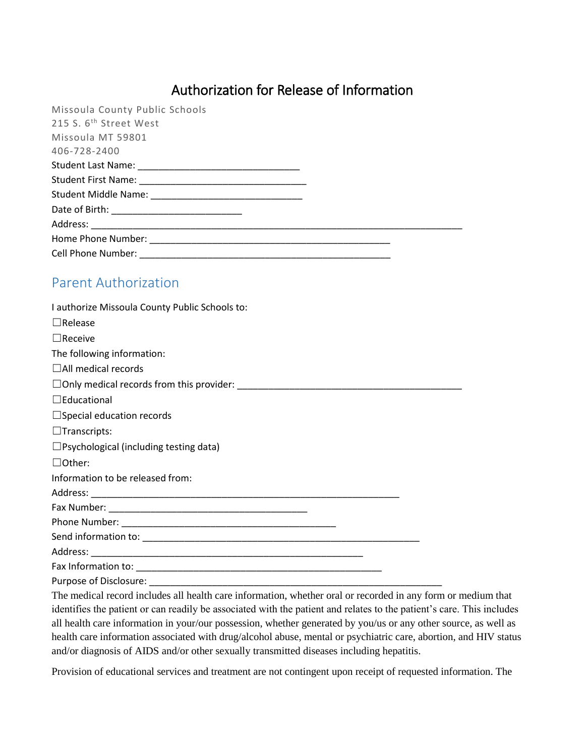# Authorization for Release of Information

Missoula County Public Schools
215 S. 6th Street West
Missoula MT 59801
406-728-2400

Student Last Name: _______________________________
Student First Name: ________________________________
Student Middle Name: _____________________________
Date of Birth: _________________________
Address: _________________________________________________________________________
Home Phone Number: _______________________________________________
Cell Phone Number: ________________________________________________

## Parent Authorization

I authorize Missoula County Public Schools to:

☐Release

☐Receive

The following information:

☐All medical records

☐Only medical records from this provider: ____________________________________________

☐Educational

☐Special education records

☐Transcripts:

☐Psychological (including testing data)

☐Other:

Information to be released from:

Address: ____________________________________________________________
Fax Number: _______________________________________
Phone Number: __________________________________________
Send information to: ______________________________________________________
Address: _____________________________________________________
Fax Information to: ________________________________________________
Purpose of Disclosure: __________________________________________________________

The medical record includes all health care information, whether oral or recorded in any form or medium that identifies the patient or can readily be associated with the patient and relates to the patient's care. This includes all health care information in your/our possession, whether generated by you/us or any other source, as well as health care information associated with drug/alcohol abuse, mental or psychiatric care, abortion, and HIV status and/or diagnosis of AIDS and/or other sexually transmitted diseases including hepatitis.

Provision of educational services and treatment are not contingent upon receipt of requested information. The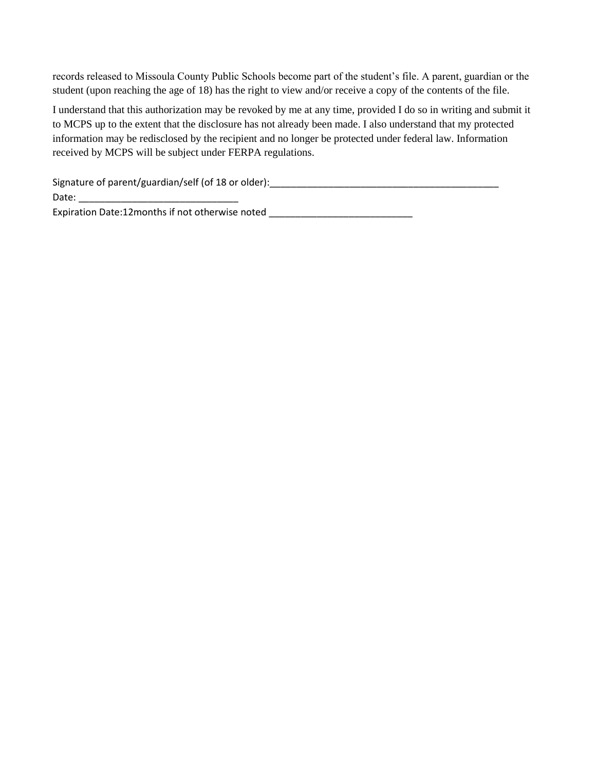records released to Missoula County Public Schools become part of the student's file. A parent, guardian or the student (upon reaching the age of 18) has the right to view and/or receive a copy of the contents of the file.

I understand that this authorization may be revoked by me at any time, provided I do so in writing and submit it to MCPS up to the extent that the disclosure has not already been made. I also understand that my protected information may be redisclosed by the recipient and no longer be protected under federal law. Information received by MCPS will be subject under FERPA regulations.

Signature of parent/guardian/self (of 18 or older):_____________________________________________

Date: ______________________________

Expiration Date:12months if not otherwise noted ___________________________